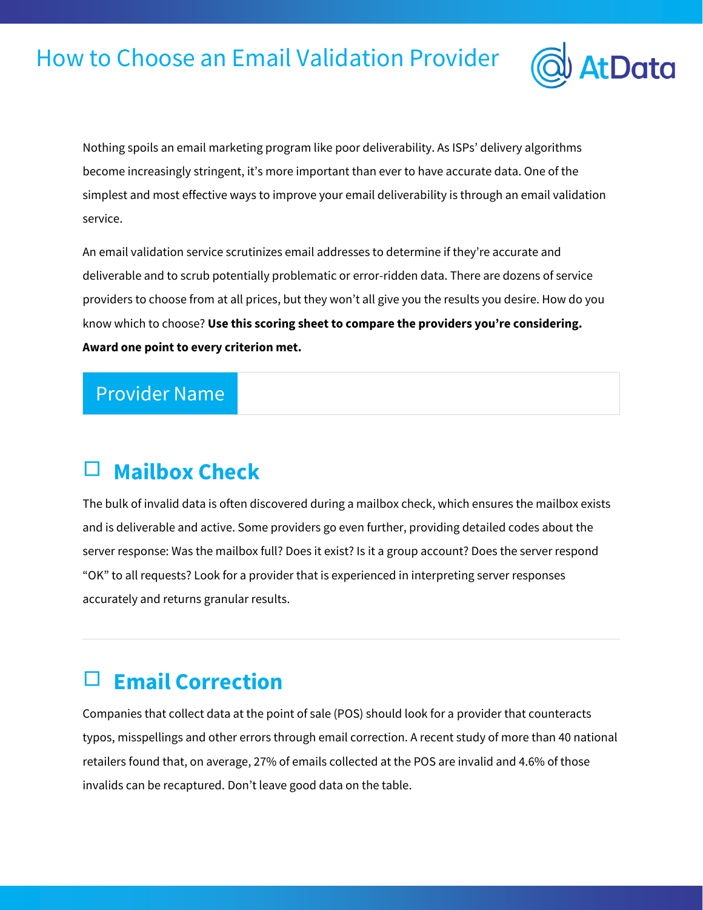# How to Choose an Email Validation Provider

Nothing spoils an email marketing program like poor deliverability. As ISPs' delivery algorithms become increasingly stringent, it's more important than ever to have accurate data. One of the simplest and most effective ways to improve your email deliverability is through an email validation service.

An email validation service scrutinizes email addresses to determine if they're accurate and deliverable and to scrub potentially problematic or error-ridden data. There are dozens of service providers to choose from at all prices, but they won't all give you the results you desire. How do you know which to choose? **Use this scoring sheet to compare the providers you're considering. Award one point to every criterion met.**

| Provider Name | |
|---|---|

## ☐ Mailbox Check

The bulk of invalid data is often discovered during a mailbox check, which ensures the mailbox exists and is deliverable and active. Some providers go even further, providing detailed codes about the server response: Was the mailbox full? Does it exist? Is it a group account? Does the server respond "OK" to all requests? Look for a provider that is experienced in interpreting server responses accurately and returns granular results.

---

## ☐ Email Correction

Companies that collect data at the point of sale (POS) should look for a provider that counteracts typos, misspellings and other errors through email correction. A recent study of more than 40 national retailers found that, on average, 27% of emails collected at the POS are invalid and 4.6% of those invalids can be recaptured. Don't leave good data on the table.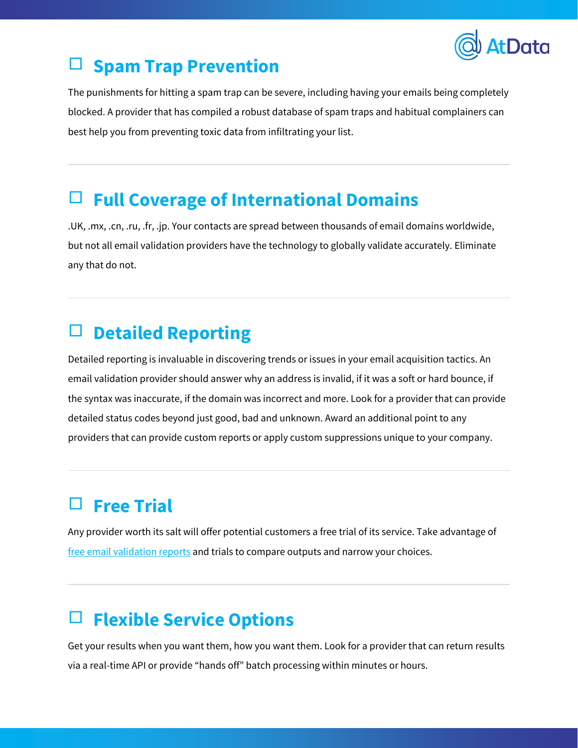## ☐ Spam Trap Prevention

The punishments for hitting a spam trap can be severe, including having your emails being completely blocked. A provider that has compiled a robust database of spam traps and habitual complainers can best help you from preventing toxic data from infiltrating your list.

---

## ☐ Full Coverage of International Domains

.UK, .mx, .cn, .ru, .fr, .jp. Your contacts are spread between thousands of email domains worldwide, but not all email validation providers have the technology to globally validate accurately. Eliminate any that do not.

---

## ☐ Detailed Reporting

Detailed reporting is invaluable in discovering trends or issues in your email acquisition tactics. An email validation provider should answer why an address is invalid, if it was a soft or hard bounce, if the syntax was inaccurate, if the domain was incorrect and more. Look for a provider that can provide detailed status codes beyond just good, bad and unknown. Award an additional point to any providers that can provide custom reports or apply custom suppressions unique to your company.

---

## ☐ Free Trial

Any provider worth its salt will offer potential customers a free trial of its service. Take advantage of [free email validation reports] and trials to compare outputs and narrow your choices.

---

## ☐ Flexible Service Options

Get your results when you want them, how you want them. Look for a provider that can return results via a real-time API or provide "hands off" batch processing within minutes or hours.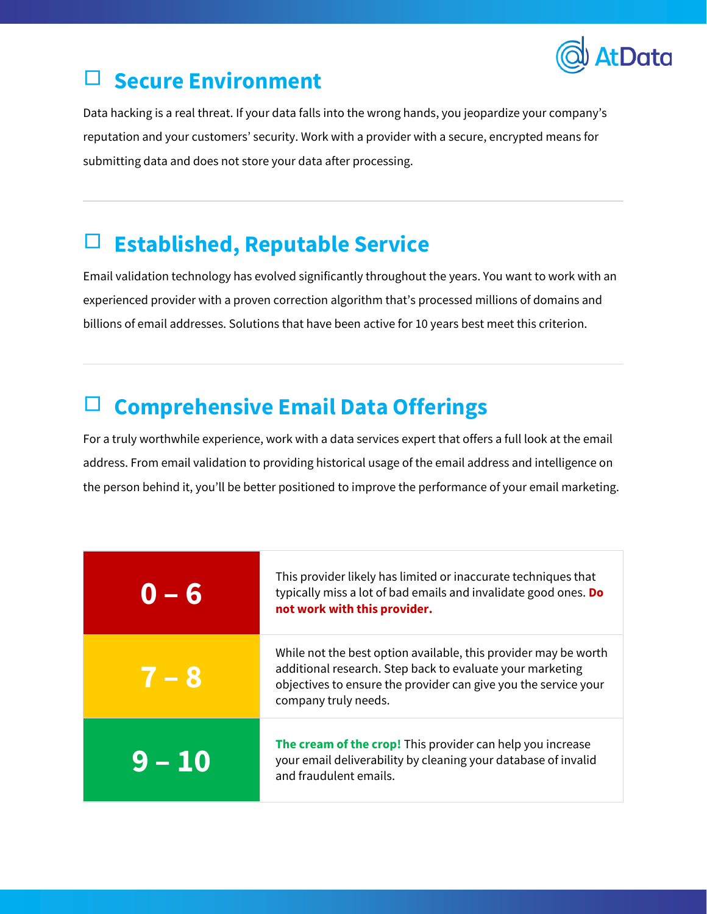## ☐ Secure Environment

Data hacking is a real threat. If your data falls into the wrong hands, you jeopardize your company's reputation and your customers' security. Work with a provider with a secure, encrypted means for submitting data and does not store your data after processing.

---

## ☐ Established, Reputable Service

Email validation technology has evolved significantly throughout the years. You want to work with an experienced provider with a proven correction algorithm that's processed millions of domains and billions of email addresses. Solutions that have been active for 10 years best meet this criterion.

---

## ☐ Comprehensive Email Data Offerings

For a truly worthwhile experience, work with a data services expert that offers a full look at the email address. From email validation to providing historical usage of the email address and intelligence on the person behind it, you'll be better positioned to improve the performance of your email marketing.

| | |
|---|---|
| **0 – 6** | This provider likely has limited or inaccurate techniques that typically miss a lot of bad emails and invalidate good ones. **Do not work with this provider.** |
| **7 – 8** | While not the best option available, this provider may be worth additional research. Step back to evaluate your marketing objectives to ensure the provider can give you the service your company truly needs. |
| **9 – 10** | **The cream of the crop!** This provider can help you increase your email deliverability by cleaning your database of invalid and fraudulent emails. |